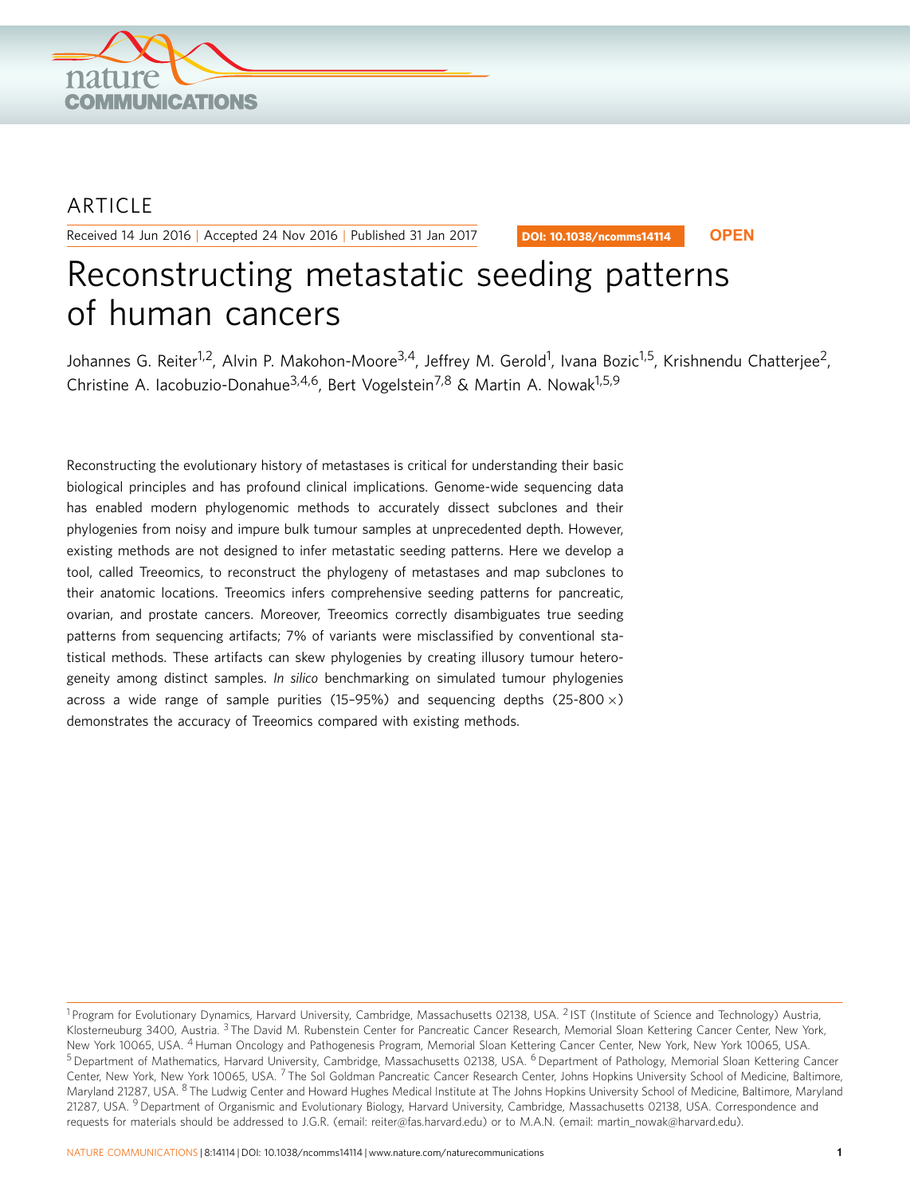ARTICLE

Received 14 Jun 2016 | Accepted 24 Nov 2016 | Published 31 Jan 2017

DOI: 10.1038/ncomms14114 **OPEN**

# Reconstructing metastatic seeding patterns of human cancers

Johannes G. Reiter[1,2], Alvin P. Makohon-Moore[3,4], Jeffrey M. Gerold[1], Ivana Bozic[1,5], Krishnendu Chatterjee[2], Christine A. Iacobuzio-Donahue[3,4,6], Bert Vogelstein[7,8] & Martin A. Nowak[1,5,9]

Reconstructing the evolutionary history of metastases is critical for understanding their basic biological principles and has profound clinical implications. Genome-wide sequencing data has enabled modern phylogenomic methods to accurately dissect subclones and their phylogenies from noisy and impure bulk tumour samples at unprecedented depth. However, existing methods are not designed to infer metastatic seeding patterns. Here we develop a tool, called Treeomics, to reconstruct the phylogeny of metastases and map subclones to their anatomic locations. Treeomics infers comprehensive seeding patterns for pancreatic, ovarian, and prostate cancers. Moreover, Treeomics correctly disambiguates true seeding patterns from sequencing artifacts; 7% of variants were misclassified by conventional statistical methods. These artifacts can skew phylogenies by creating illusory tumour heterogeneity among distinct samples. *In silico* benchmarking on simulated tumour phylogenies across a wide range of sample purities (15–95%) and sequencing depths (25-800 $\times$) demonstrates the accuracy of Treeomics compared with existing methods.

[1] Program for Evolutionary Dynamics, Harvard University, Cambridge, Massachusetts 02138, USA. [2] IST (Institute of Science and Technology) Austria, Klosterneuburg 3400, Austria. [3] The David M. Rubenstein Center for Pancreatic Cancer Research, Memorial Sloan Kettering Cancer Center, New York, New York 10065, USA. [4] Human Oncology and Pathogenesis Program, Memorial Sloan Kettering Cancer Center, New York, New York 10065, USA. [5] Department of Mathematics, Harvard University, Cambridge, Massachusetts 02138, USA. [6] Department of Pathology, Memorial Sloan Kettering Cancer Center, New York, New York 10065, USA. [7] The Sol Goldman Pancreatic Cancer Research Center, Johns Hopkins University School of Medicine, Baltimore, Maryland 21287, USA. [8] The Ludwig Center and Howard Hughes Medical Institute at The Johns Hopkins University School of Medicine, Baltimore, Maryland 21287, USA. [9] Department of Organismic and Evolutionary Biology, Harvard University, Cambridge, Massachusetts 02138, USA. Correspondence and requests for materials should be addressed to J.G.R. (email: reiter@fas.harvard.edu) or to M.A.N. (email: martin_nowak@harvard.edu).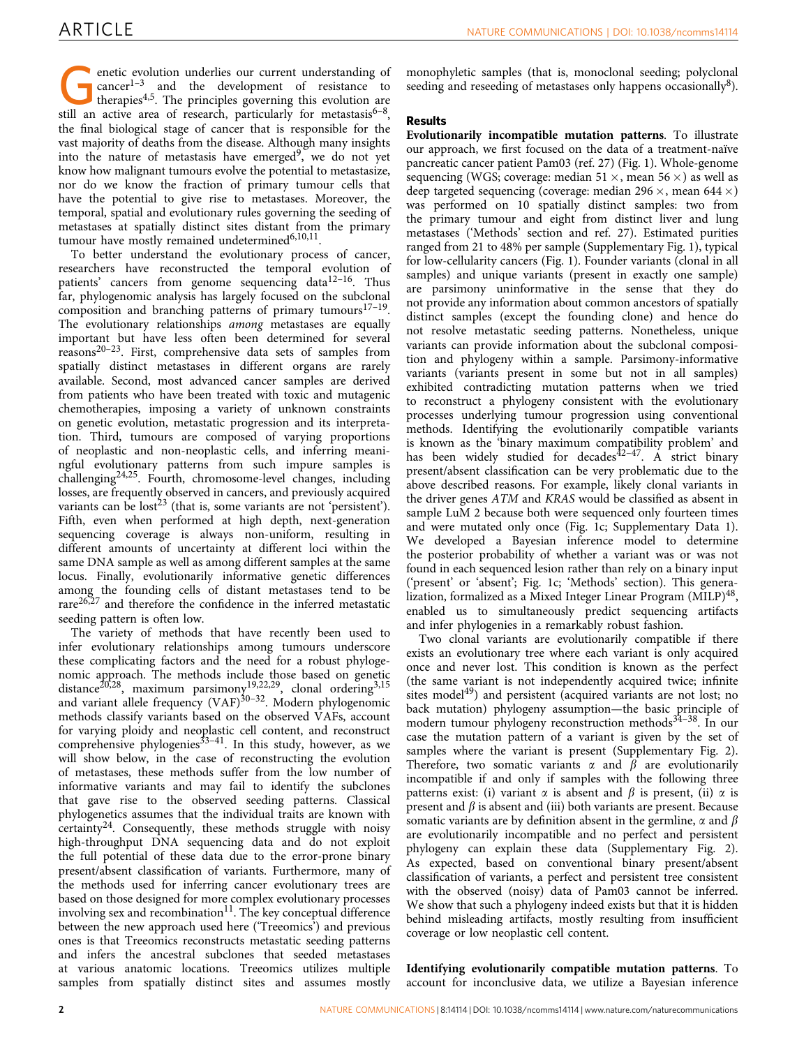Genetic evolution underlies our current understanding of cancer[1–3] and the development of resistance to therapies[4,5]. The principles governing this evolution are still an active area of research, particularly for metastasis[6–8], the final biological stage of cancer that is responsible for the vast majority of deaths from the disease. Although many insights into the nature of metastasis have emerged[9], we do not yet know how malignant tumours evolve the potential to metastasize, nor do we know the fraction of primary tumour cells that have the potential to give rise to metastases. Moreover, the temporal, spatial and evolutionary rules governing the seeding of metastases at spatially distinct sites distant from the primary tumour have mostly remained undetermined[6,10,11].

To better understand the evolutionary process of cancer, researchers have reconstructed the temporal evolution of patients' cancers from genome sequencing data[12–16]. Thus far, phylogenomic analysis has largely focused on the subclonal composition and branching patterns of primary tumours[17–19]. The evolutionary relationships *among* metastases are equally important but have less often been determined for several reasons[20–23]. First, comprehensive data sets of samples from spatially distinct metastases in different organs are rarely available. Second, most advanced cancer samples are derived from patients who have been treated with toxic and mutagenic chemotherapies, imposing a variety of unknown constraints on genetic evolution, metastatic progression and its interpretation. Third, tumours are composed of varying proportions of neoplastic and non-neoplastic cells, and inferring meaningful evolutionary patterns from such impure samples is challenging[24,25]. Fourth, chromosome-level changes, including losses, are frequently observed in cancers, and previously acquired variants can be lost[23] (that is, some variants are not 'persistent'). Fifth, even when performed at high depth, next-generation sequencing coverage is always non-uniform, resulting in different amounts of uncertainty at different loci within the same DNA sample as well as among different samples at the same locus. Finally, evolutionarily informative genetic differences among the founding cells of distant metastases tend to be rare[26,27] and therefore the confidence in the inferred metastatic seeding pattern is often low.

The variety of methods that have recently been used to infer evolutionary relationships among tumours underscore these complicating factors and the need for a robust phylogenomic approach. The methods include those based on genetic distance[20,28], maximum parsimony[19,22,29], clonal ordering[3,15] and variant allele frequency (VAF)[30–32]. Modern phylogenomic methods classify variants based on the observed VAFs, account for varying ploidy and neoplastic cell content, and reconstruct comprehensive phylogenies[33–41]. In this study, however, as we will show below, in the case of reconstructing the evolution of metastases, these methods suffer from the low number of informative variants and may fail to identify the subclones that gave rise to the observed seeding patterns. Classical phylogenetics assumes that the individual traits are known with certainty[24]. Consequently, these methods struggle with noisy high-throughput DNA sequencing data and do not exploit the full potential of these data due to the error-prone binary present/absent classification of variants. Furthermore, many of the methods used for inferring cancer evolutionary trees are based on those designed for more complex evolutionary processes involving sex and recombination[11]. The key conceptual difference between the new approach used here ('Treeomics') and previous ones is that Treeomics reconstructs metastatic seeding patterns and infers the ancestral subclones that seeded metastases at various anatomic locations. Treeomics utilizes multiple samples from spatially distinct sites and assumes mostly monophyletic samples (that is, monoclonal seeding; polyclonal seeding and reseeding of metastases only happens occasionally[8]).

## Results

**Evolutionarily incompatible mutation patterns**. To illustrate our approach, we first focused on the data of a treatment-naïve pancreatic cancer patient Pam03 (ref. 27) (Fig. 1). Whole-genome sequencing (WGS; coverage: median $51\times$, mean $56\times$) as well as deep targeted sequencing (coverage: median $296\times$, mean $644\times$) was performed on 10 spatially distinct samples: two from the primary tumour and eight from distinct liver and lung metastases ('Methods' section and ref. 27). Estimated purities ranged from 21 to 48% per sample (Supplementary Fig. 1), typical for low-cellularity cancers (Fig. 1). Founder variants (clonal in all samples) and unique variants (present in exactly one sample) are parsimony uninformative in the sense that they do not provide any information about common ancestors of spatially distinct samples (except the founding clone) and hence do not resolve metastatic seeding patterns. Nonetheless, unique variants can provide information about the subclonal composition and phylogeny within a sample. Parsimony-informative variants (variants present in some but not in all samples) exhibited contradicting mutation patterns when we tried to reconstruct a phylogeny consistent with the evolutionary processes underlying tumour progression using conventional methods. Identifying the evolutionarily compatible variants is known as the 'binary maximum compatibility problem' and has been widely studied for decades[42–47]. A strict binary present/absent classification can be very problematic due to the above described reasons. For example, likely clonal variants in the driver genes *ATM* and *KRAS* would be classified as absent in sample LuM 2 because both were sequenced only fourteen times and were mutated only once (Fig. 1c; Supplementary Data 1). We developed a Bayesian inference model to determine the posterior probability of whether a variant was or was not found in each sequenced lesion rather than rely on a binary input ('present' or 'absent'; Fig. 1c; 'Methods' section). This generalization, formalized as a Mixed Integer Linear Program (MILP)[48], enabled us to simultaneously predict sequencing artifacts and infer phylogenies in a remarkably robust fashion.

Two clonal variants are evolutionarily compatible if there exists an evolutionary tree where each variant is only acquired once and never lost. This condition is known as the perfect (the same variant is not independently acquired twice; infinite sites model[49]) and persistent (acquired variants are not lost; no back mutation) phylogeny assumption—the basic principle of modern tumour phylogeny reconstruction methods[34–38]. In our case the mutation pattern of a variant is given by the set of samples where the variant is present (Supplementary Fig. 2). Therefore, two somatic variants $\alpha$ and $\beta$ are evolutionarily incompatible if and only if samples with the following three patterns exist: (i) variant $\alpha$ is absent and $\beta$ is present, (ii) $\alpha$ is present and $\beta$ is absent and (iii) both variants are present. Because somatic variants are by definition absent in the germline, $\alpha$ and $\beta$ are evolutionarily incompatible and no perfect and persistent phylogeny can explain these data (Supplementary Fig. 2). As expected, based on conventional binary present/absent classification of variants, a perfect and persistent tree consistent with the observed (noisy) data of Pam03 cannot be inferred. We show that such a phylogeny indeed exists but that it is hidden behind misleading artifacts, mostly resulting from insufficient coverage or low neoplastic cell content.

**Identifying evolutionarily compatible mutation patterns**. To account for inconclusive data, we utilize a Bayesian inference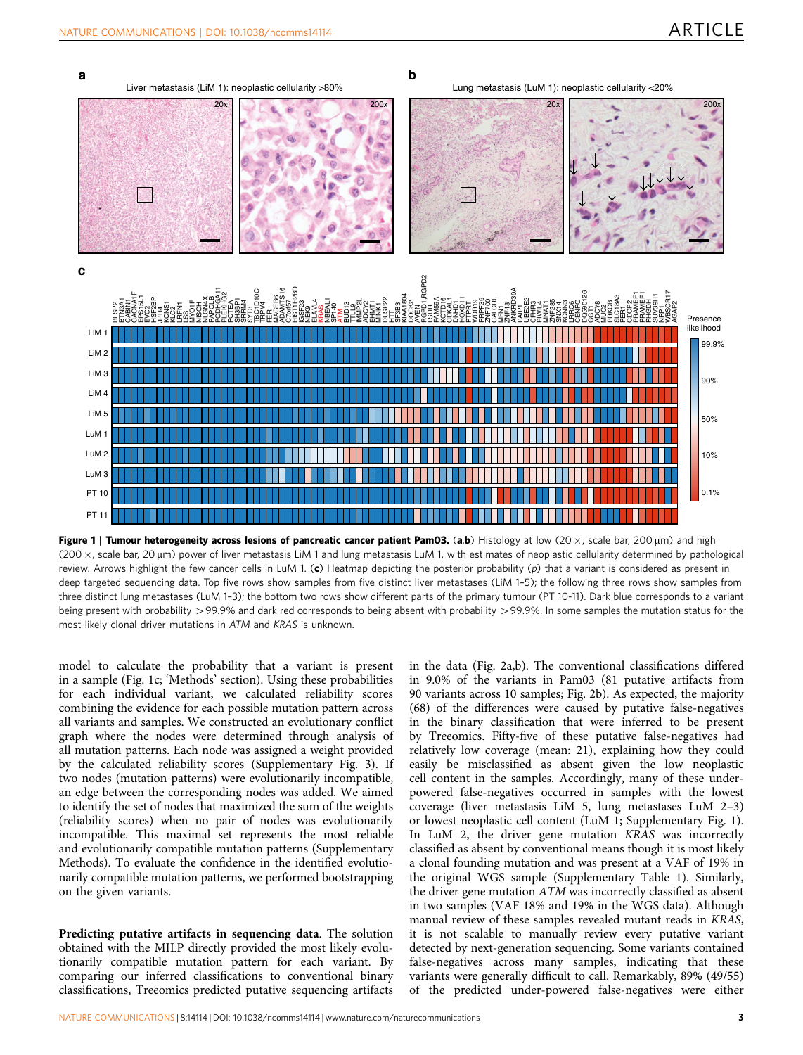**Figure 1 | Tumour heterogeneity across lesions of pancreatic cancer patient Pam03.** (**a**,**b**) Histology at low (20 ×, scale bar, 200 μm) and high (200 ×, scale bar, 20 μm) power of liver metastasis LiM 1 and lung metastasis LuM 1, with estimates of neoplastic cellularity determined by pathological review. Arrows highlight the few cancer cells in LuM 1. (**c**) Heatmap depicting the posterior probability (*p*) that a variant is considered as present in deep targeted sequencing data. Top five rows show samples from five distinct liver metastases (LiM 1–5); the following three rows show samples from three distinct lung metastases (LuM 1–3); the bottom two rows show different parts of the primary tumour (PT 10-11). Dark blue corresponds to a variant being present with probability >99.9% and dark red corresponds to being absent with probability >99.9%. In some samples the mutation status for the most likely clonal driver mutations in *ATM* and *KRAS* is unknown.

model to calculate the probability that a variant is present in a sample (Fig. 1c; 'Methods' section). Using these probabilities for each individual variant, we calculated reliability scores combining the evidence for each possible mutation pattern across all variants and samples. We constructed an evolutionary conflict graph where the nodes were determined through analysis of all mutation patterns. Each node was assigned a weight provided by the calculated reliability scores (Supplementary Fig. 3). If two nodes (mutation patterns) were evolutionarily incompatible, an edge between the corresponding nodes was added. We aimed to identify the set of nodes that maximized the sum of the weights (reliability scores) when no pair of nodes was evolutionarily incompatible. This maximal set represents the most reliable and evolutionarily compatible mutation patterns (Supplementary Methods). To evaluate the confidence in the identified evolutionarily compatible mutation patterns, we performed bootstrapping on the given variants.

**Predicting putative artifacts in sequencing data**. The solution obtained with the MILP directly provided the most likely evolutionarily compatible mutation pattern for each variant. By comparing our inferred classifications to conventional binary classifications, Treeomics predicted putative sequencing artifacts in the data (Fig. 2a,b). The conventional classifications differed in 9.0% of the variants in Pam03 (81 putative artifacts from 90 variants across 10 samples; Fig. 2b). As expected, the majority (68) of the differences were caused by putative false-negatives in the binary classification that were inferred to be present by Treeomics. Fifty-five of these putative false-negatives had relatively low coverage (mean: 21), explaining how they could easily be misclassified as absent given the low neoplastic cell content in the samples. Accordingly, many of these under-powered false-negatives occurred in samples with the lowest coverage (liver metastasis LiM 5, lung metastases LuM 2–3) or lowest neoplastic cell content (LuM 1; Supplementary Fig. 1). In LuM 2, the driver gene mutation *KRAS* was incorrectly classified as absent by conventional means though it is most likely a clonal founding mutation and was present at a VAF of 19% in the original WGS sample (Supplementary Table 1). Similarly, the driver gene mutation *ATM* was incorrectly classified as absent in two samples (VAF 18% and 19% in the WGS data). Although manual review of these samples revealed mutant reads in *KRAS*, it is not scalable to manually review every putative variant detected by next-generation sequencing. Some variants contained false-negatives across many samples, indicating that these variants were generally difficult to call. Remarkably, 89% (49/55) of the predicted under-powered false-negatives were either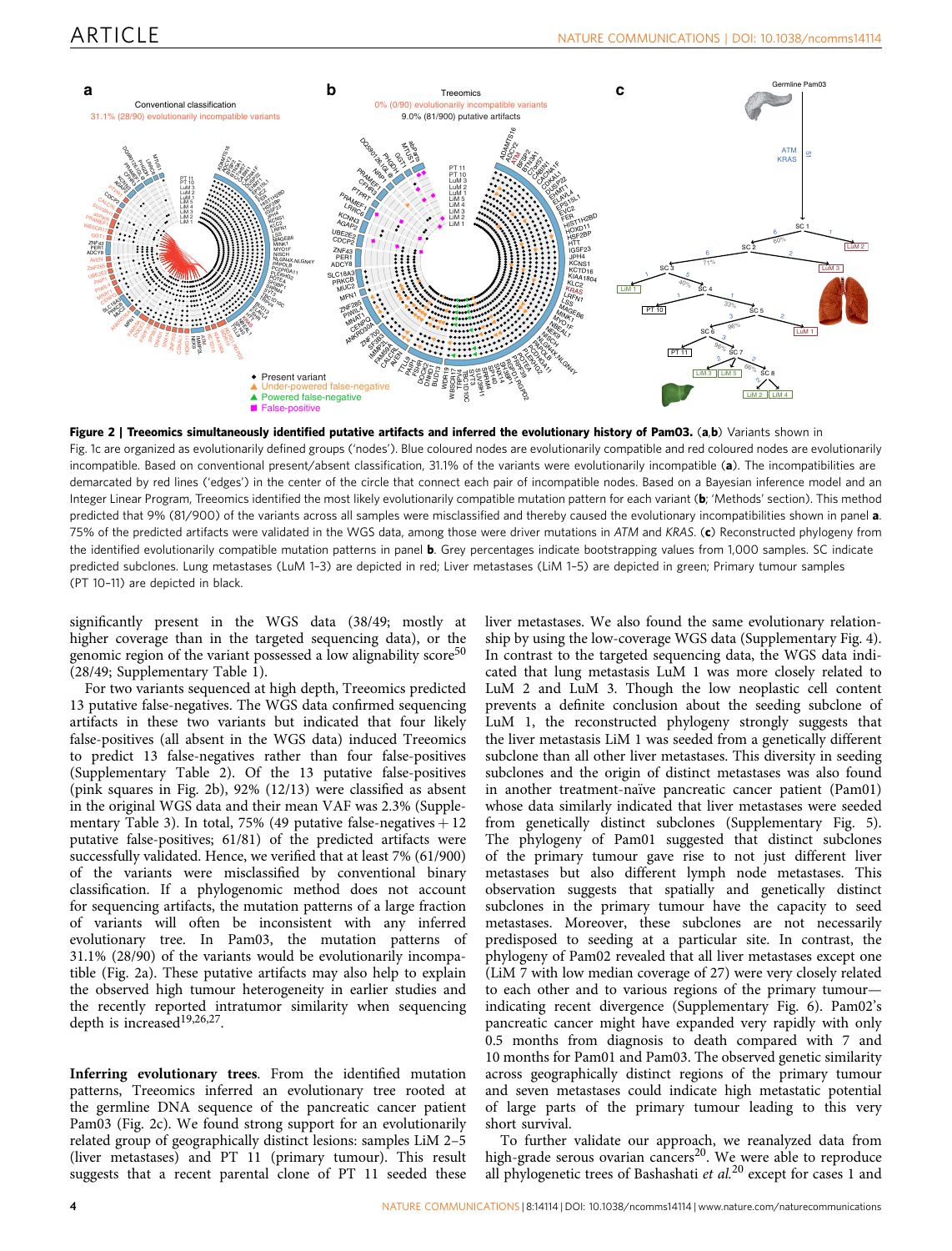**Figure 2 | Treeomics simultaneously identified putative artifacts and inferred the evolutionary history of Pam03.** (**a**,**b**) Variants shown in Fig. 1c are organized as evolutionarily defined groups ('nodes'). Blue coloured nodes are evolutionarily compatible and red coloured nodes are evolutionarily incompatible. Based on conventional present/absent classification, 31.1% of the variants were evolutionarily incompatible (**a**). The incompatibilities are demarcated by red lines ('edges') in the center of the circle that connect each pair of incompatible nodes. Based on a Bayesian inference model and an Integer Linear Program, Treeomics identified the most likely evolutionarily compatible mutation pattern for each variant (**b**; 'Methods' section). This method predicted that 9% (81/900) of the variants across all samples were misclassified and thereby caused the evolutionary incompatibilities shown in panel **a**. 75% of the predicted artifacts were validated in the WGS data, among those were driver mutations in *ATM* and *KRAS*. (**c**) Reconstructed phylogeny from the identified evolutionarily compatible mutation patterns in panel **b**. Grey percentages indicate bootstrapping values from 1,000 samples. SC indicate predicted subclones. Lung metastases (LuM 1–3) are depicted in red; Liver metastases (LiM 1–5) are depicted in green; Primary tumour samples (PT 10–11) are depicted in black.

significantly present in the WGS data (38/49; mostly at higher coverage than in the targeted sequencing data), or the genomic region of the variant possessed a low alignability score[50] (28/49; Supplementary Table 1).

For two variants sequenced at high depth, Treeomics predicted 13 putative false-negatives. The WGS data confirmed sequencing artifacts in these two variants but indicated that four likely false-positives (all absent in the WGS data) induced Treeomics to predict 13 false-negatives rather than four false-positives (Supplementary Table 2). Of the 13 putative false-positives (pink squares in Fig. 2b), 92% (12/13) were classified as absent in the original WGS data and their mean VAF was 2.3% (Supplementary Table 3). In total, 75% (49 putative false-negatives + 12 putative false-positives; 61/81) of the predicted artifacts were successfully validated. Hence, we verified that at least 7% (61/900) of the variants were misclassified by conventional binary classification. If a phylogenomic method does not account for sequencing artifacts, the mutation patterns of a large fraction of variants will often be inconsistent with any inferred evolutionary tree. In Pam03, the mutation patterns of 31.1% (28/90) of the variants would be evolutionarily incompatible (Fig. 2a). These putative artifacts may also help to explain the observed high tumour heterogeneity in earlier studies and the recently reported intratumor similarity when sequencing depth is increased[19,26,27].

**Inferring evolutionary trees**. From the identified mutation patterns, Treeomics inferred an evolutionary tree rooted at the germline DNA sequence of the pancreatic cancer patient Pam03 (Fig. 2c). We found strong support for an evolutionarily related group of geographically distinct lesions: samples LiM 2–5 (liver metastases) and PT 11 (primary tumour). This result suggests that a recent parental clone of PT 11 seeded these liver metastases. We also found the same evolutionary relationship by using the low-coverage WGS data (Supplementary Fig. 4). In contrast to the targeted sequencing data, the WGS data indicated that lung metastasis LuM 1 was more closely related to LuM 2 and LuM 3. Though the low neoplastic cell content prevents a definite conclusion about the seeding subclone of LuM 1, the reconstructed phylogeny strongly suggests that the liver metastasis LiM 1 was seeded from a genetically different subclone than all other liver metastases. This diversity in seeding subclones and the origin of distinct metastases was also found in another treatment-naïve pancreatic cancer patient (Pam01) whose data similarly indicated that liver metastases were seeded from genetically distinct subclones (Supplementary Fig. 5). The phylogeny of Pam01 suggested that distinct subclones of the primary tumour gave rise to not just different liver metastases but also different lymph node metastases. This observation suggests that spatially and genetically distinct subclones in the primary tumour have the capacity to seed metastases. Moreover, these subclones are not necessarily predisposed to seeding at a particular site. In contrast, the phylogeny of Pam02 revealed that all liver metastases except one (LiM 7 with low median coverage of 27) were very closely related to each other and to various regions of the primary tumour—indicating recent divergence (Supplementary Fig. 6). Pam02's pancreatic cancer might have expanded very rapidly with only 0.5 months from diagnosis to death compared with 7 and 10 months for Pam01 and Pam03. The observed genetic similarity across geographically distinct regions of the primary tumour and seven metastases could indicate high metastatic potential of large parts of the primary tumour leading to this very short survival.

To further validate our approach, we reanalyzed data from high-grade serous ovarian cancers[20]. We were able to reproduce all phylogenetic trees of Bashashati *et al.*[20] except for cases 1 and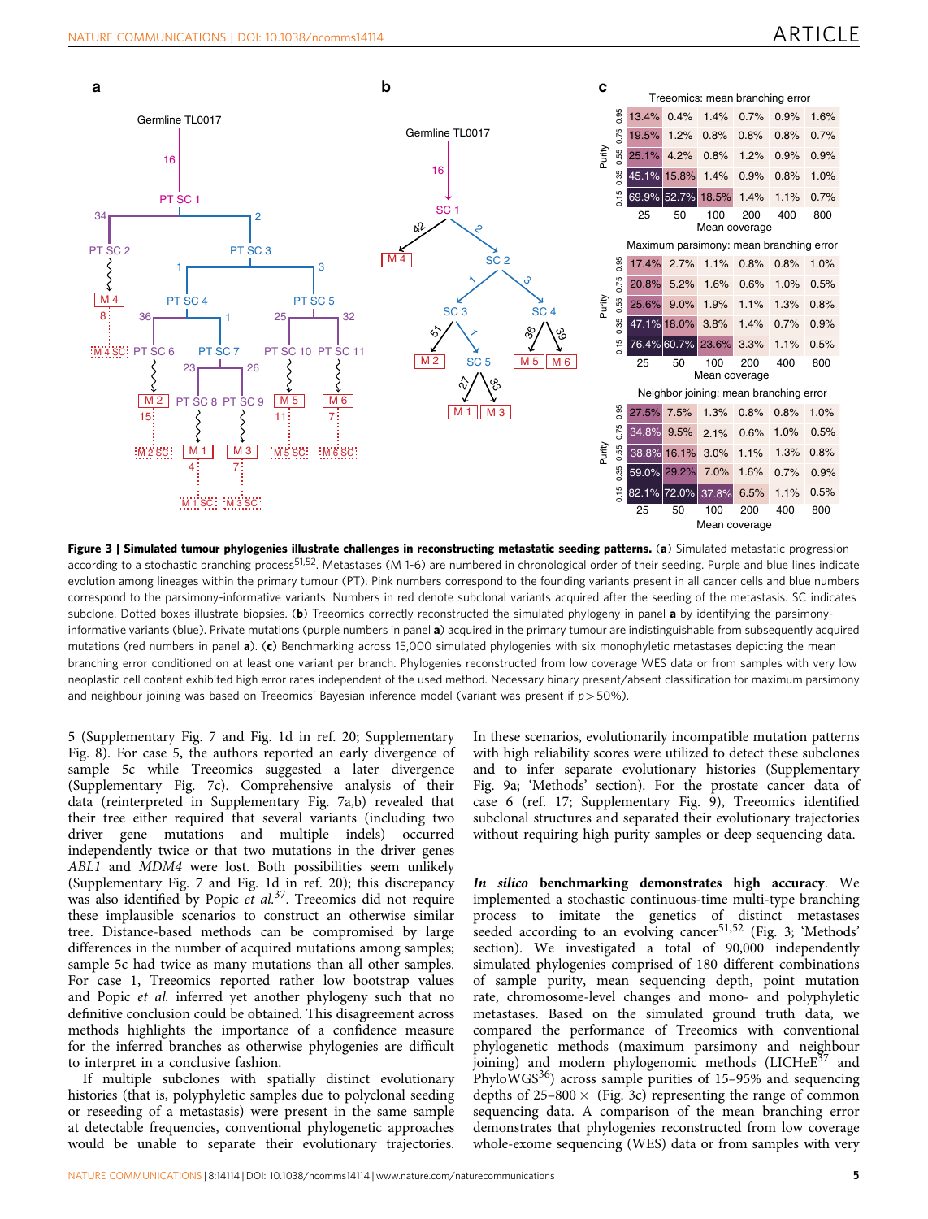**Figure 3 | Simulated tumour phylogenies illustrate challenges in reconstructing metastatic seeding patterns.** (**a**) Simulated metastatic progression according to a stochastic branching process[51,52]. Metastases (M 1-6) are numbered in chronological order of their seeding. Purple and blue lines indicate evolution among lineages within the primary tumour (PT). Pink numbers correspond to the founding variants present in all cancer cells and blue numbers correspond to the parsimony-informative variants. Numbers in red denote subclonal variants acquired after the seeding of the metastasis. SC indicates subclone. Dotted boxes illustrate biopsies. (**b**) Treeomics correctly reconstructed the simulated phylogeny in panel **a** by identifying the parsimony-informative variants (blue). Private mutations (purple numbers in panel **a**) acquired in the primary tumour are indistinguishable from subsequently acquired mutations (red numbers in panel **a**). (**c**) Benchmarking across 15,000 simulated phylogenies with six monophyletic metastases depicting the mean branching error conditioned on at least one variant per branch. Phylogenies reconstructed from low coverage WES data or from samples with very low neoplastic cell content exhibited high error rates independent of the used method. Necessary binary present/absent classification for maximum parsimony and neighbour joining was based on Treeomics' Bayesian inference model (variant was present if $p > 50\%$).

5 (Supplementary Fig. 7 and Fig. 1d in ref. 20; Supplementary Fig. 8). For case 5, the authors reported an early divergence of sample 5c while Treeomics suggested a later divergence (Supplementary Fig. 7c). Comprehensive analysis of their data (reinterpreted in Supplementary Fig. 7a,b) revealed that their tree either required that several variants (including two driver gene mutations and multiple indels) occurred independently twice or that two mutations in the driver genes *ABL1* and *MDM4* were lost. Both possibilities seem unlikely (Supplementary Fig. 7 and Fig. 1d in ref. 20); this discrepancy was also identified by Popic *et al.*[37]. Treeomics did not require these implausible scenarios to construct an otherwise similar tree. Distance-based methods can be compromised by large differences in the number of acquired mutations among samples; sample 5c had twice as many mutations than all other samples. For case 1, Treeomics reported rather low bootstrap values and Popic *et al.* inferred yet another phylogeny such that no definitive conclusion could be obtained. This disagreement across methods highlights the importance of a confidence measure for the inferred branches as otherwise phylogenies are difficult to interpret in a conclusive fashion.

If multiple subclones with spatially distinct evolutionary histories (that is, polyphyletic samples due to polyclonal seeding or reseeding of a metastasis) were present in the same sample at detectable frequencies, conventional phylogenetic approaches would be unable to separate their evolutionary trajectories. In these scenarios, evolutionarily incompatible mutation patterns with high reliability scores were utilized to detect these subclones and to infer separate evolutionary histories (Supplementary Fig. 9a; 'Methods' section). For the prostate cancer data of case 6 (ref. 17; Supplementary Fig. 9), Treeomics identified subclonal structures and separated their evolutionary trajectories without requiring high purity samples or deep sequencing data.

***In silico* benchmarking demonstrates high accuracy**. We implemented a stochastic continuous-time multi-type branching process to imitate the genetics of distinct metastases seeded according to an evolving cancer[51,52] (Fig. 3; 'Methods' section). We investigated a total of 90,000 independently simulated phylogenies comprised of 180 different combinations of sample purity, mean sequencing depth, point mutation rate, chromosome-level changes and mono- and polyphyletic metastases. Based on the simulated ground truth data, we compared the performance of Treeomics with conventional phylogenetic methods (maximum parsimony and neighbour joining) and modern phylogenomic methods (LICHeE[37] and PhyloWGS[36]) across sample purities of 15–95% and sequencing depths of 25–800 × (Fig. 3c) representing the range of common sequencing data. A comparison of the mean branching error demonstrates that phylogenies reconstructed from low coverage whole-exome sequencing (WES) data or from samples with very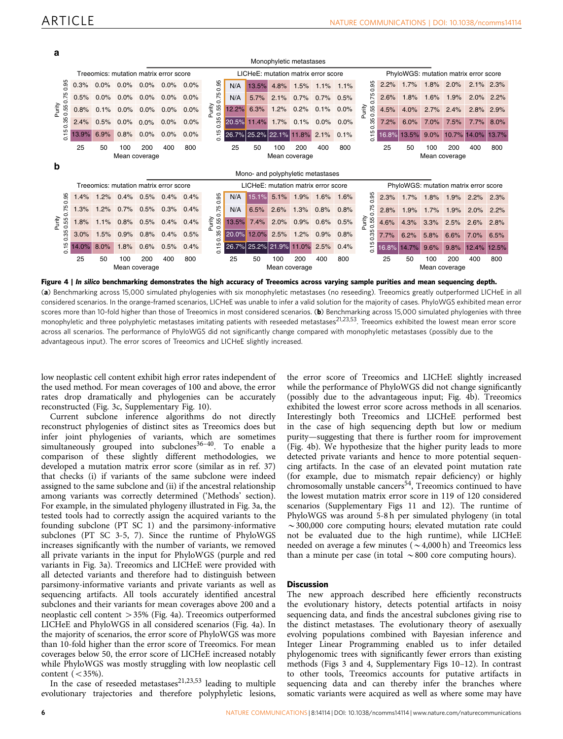**a**

Monophyletic metastases

Treeomics: mutation matrix error score

| Purity | 25 | 50 | 100 | 200 | 400 | 800 |
|---|---|---|---|---|---|---|
| 0.95 | 0.3% | 0.0% | 0.0% | 0.0% | 0.0% | 0.0% |
| 0.75 | 0.5% | 0.0% | 0.0% | 0.0% | 0.0% | 0.0% |
| 0.55 | 0.8% | 0.1% | 0.0% | 0.0% | 0.0% | 0.0% |
| 0.35 | 2.4% | 0.5% | 0.0% | 0.0% | 0.0% | 0.0% |
| 0.15 | 13.9% | 6.9% | 0.8% | 0.0% | 0.0% | 0.0% |

Mean coverage

LICHeE: mutation matrix error score

| Purity | 25 | 50 | 100 | 200 | 400 | 800 |
|---|---|---|---|---|---|---|
| 0.95 | N/A | 13.5% | 4.8% | 1.5% | 1.1% | 1.1% |
| 0.75 | N/A | 5.7% | 2.1% | 0.7% | 0.7% | 0.5% |
| 0.55 | 12.2% | 6.3% | 1.2% | 0.2% | 0.1% | 0.0% |
| 0.35 | 20.5% | 11.4% | 1.7% | 0.1% | 0.0% | 0.0% |
| 0.15 | 26.7% | 25.2% | 22.1% | 11.8% | 2.1% | 0.1% |

Mean coverage

PhyloWGS: mutation matrix error score

| Purity | 25 | 50 | 100 | 200 | 400 | 800 |
|---|---|---|---|---|---|---|
| 0.95 | 2.2% | 1.7% | 1.8% | 2.0% | 2.1% | 2.3% |
| 0.75 | 2.6% | 1.8% | 1.6% | 1.9% | 2.0% | 2.2% |
| 0.55 | 4.5% | 4.0% | 2.7% | 2.4% | 2.8% | 2.9% |
| 0.35 | 7.2% | 6.0% | 7.0% | 7.5% | 7.7% | 8.0% |
| 0.15 | 16.8% | 13.5% | 9.0% | 10.7% | 14.0% | 13.7% |

Mean coverage

**b**

Mono- and polyphyletic metastases

Treeomics: mutation matrix error score

| Purity | 25 | 50 | 100 | 200 | 400 | 800 |
|---|---|---|---|---|---|---|
| 0.95 | 1.4% | 1.2% | 0.4% | 0.5% | 0.4% | 0.4% |
| 0.75 | 1.3% | 1.2% | 0.7% | 0.5% | 0.3% | 0.4% |
| 0.55 | 1.8% | 1.1% | 0.8% | 0.5% | 0.4% | 0.4% |
| 0.35 | 3.0% | 1.5% | 0.9% | 0.8% | 0.4% | 0.5% |
| 0.15 | 14.0% | 8.0% | 1.8% | 0.6% | 0.5% | 0.4% |

Mean coverage

LICHeE: mutation matrix error score

| Purity | 25 | 50 | 100 | 200 | 400 | 800 |
|---|---|---|---|---|---|---|
| 0.95 | N/A | 15.1% | 5.1% | 1.9% | 1.6% | 1.6% |
| 0.75 | N/A | 6.5% | 2.6% | 1.3% | 0.8% | 0.8% |
| 0.55 | 13.5% | 7.4% | 2.0% | 0.9% | 0.6% | 0.5% |
| 0.35 | 20.0% | 12.0% | 2.5% | 1.2% | 0.9% | 0.8% |
| 0.15 | 26.7% | 25.2% | 21.9% | 11.0% | 2.5% | 0.4% |

Mean coverage

PhyloWGS: mutation matrix error score

| Purity | 25 | 50 | 100 | 200 | 400 | 800 |
|---|---|---|---|---|---|---|
| 0.95 | 2.3% | 1.7% | 1.8% | 1.9% | 2.2% | 2.3% |
| 0.75 | 2.8% | 1.9% | 1.7% | 1.9% | 2.0% | 2.2% |
| 0.55 | 4.6% | 4.3% | 3.3% | 2.5% | 2.6% | 2.8% |
| 0.35 | 7.7% | 6.2% | 5.8% | 6.6% | 7.0% | 6.5% |
| 0.15 | 16.8% | 14.7% | 9.6% | 9.8% | 12.4% | 12.5% |

Mean coverage

**Figure 4 | *In silico* benchmarking demonstrates the high accuracy of Treeomics across varying sample purities and mean sequencing depth.** (**a**) Benchmarking across 15,000 simulated phylogenies with six monophyletic metastases (no reseeding). Treeomics greatly outperformed LICHeE in all considered scenarios. In the orange-framed scenarios, LICHeE was unable to infer a valid solution for the majority of cases. PhyloWGS exhibited mean error scores more than 10-fold higher than those of Treeomics in most considered scenarios. (**b**) Benchmarking across 15,000 simulated phylogenies with three monophyletic and three polyphyletic metastases imitating patients with reseeded metastases[21,23,53]. Treeomics exhibited the lowest mean error score across all scenarios. The performance of PhyloWGS did not significantly change compared with monophyletic metastases (possibly due to the advantageous input). The error scores of Treeomics and LICHeE slightly increased.

low neoplastic cell content exhibit high error rates independent of the used method. For mean coverages of 100 and above, the error rates drop dramatically and phylogenies can be accurately reconstructed (Fig. 3c, Supplementary Fig. 10).

Current subclone inference algorithms do not directly reconstruct phylogenies of distinct sites as Treeomics does but infer joint phylogenies of variants, which are sometimes simultaneously grouped into subclones[36–40]. To enable a comparison of these slightly different methodologies, we developed a mutation matrix error score (similar as in ref. 37) that checks (i) if variants of the same subclone were indeed assigned to the same subclone and (ii) if the ancestral relationship among variants was correctly determined ('Methods' section). For example, in the simulated phylogeny illustrated in Fig. 3a, the tested tools had to correctly assign the acquired variants to the founding subclone (PT SC 1) and the parsimony-informative subclones (PT SC 3-5, 7). Since the runtime of PhyloWGS increases significantly with the number of variants, we removed all private variants in the input for PhyloWGS (purple and red variants in Fig. 3a). Treeomics and LICHeE were provided with all detected variants and therefore had to distinguish between parsimony-informative variants and private variants as well as sequencing artifacts. All tools accurately identified ancestral subclones and their variants for mean coverages above 200 and a neoplastic cell content >35% (Fig. 4a). Treeomics outperformed LICHeE and PhyloWGS in all considered scenarios (Fig. 4a). In the majority of scenarios, the error score of PhyloWGS was more than 10-fold higher than the error score of Treeomics. For mean coverages below 50, the error score of LICHeE increased notably while PhyloWGS was mostly struggling with low neoplastic cell content (<35%).

In the case of reseeded metastases[21,23,53] leading to multiple evolutionary trajectories and therefore polyphyletic lesions, the error score of Treeomics and LICHeE slightly increased while the performance of PhyloWGS did not change significantly (possibly due to the advantageous input; Fig. 4b). Treeomics exhibited the lowest error score across methods in all scenarios. Interestingly both Treeomics and LICHeE performed best in the case of high sequencing depth but low or medium purity—suggesting that there is further room for improvement (Fig. 4b). We hypothesize that the higher purity leads to more detected private variants and hence to more potential sequencing artifacts. In the case of an elevated point mutation rate (for example, due to mismatch repair deficiency) or highly chromosomally unstable cancers[54], Treeomics continued to have the lowest mutation matrix error score in 119 of 120 considered scenarios (Supplementary Figs 11 and 12). The runtime of PhyloWGS was around 5-8 h per simulated phylogeny (in total ~300,000 core computing hours; elevated mutation rate could not be evaluated due to the high runtime), while LICHeE needed on average a few minutes (~4,000 h) and Treeomics less than a minute per case (in total ~800 core computing hours).

## Discussion

The new approach described here efficiently reconstructs the evolutionary history, detects potential artifacts in noisy sequencing data, and finds the ancestral subclones giving rise to the distinct metastases. The evolutionary theory of asexually evolving populations combined with Bayesian inference and Integer Linear Programming enabled us to infer detailed phylogenomic trees with significantly fewer errors than existing methods (Figs 3 and 4, Supplementary Figs 10–12). In contrast to other tools, Treeomics accounts for putative artifacts in sequencing data and can thereby infer the branches where somatic variants were acquired as well as where some may have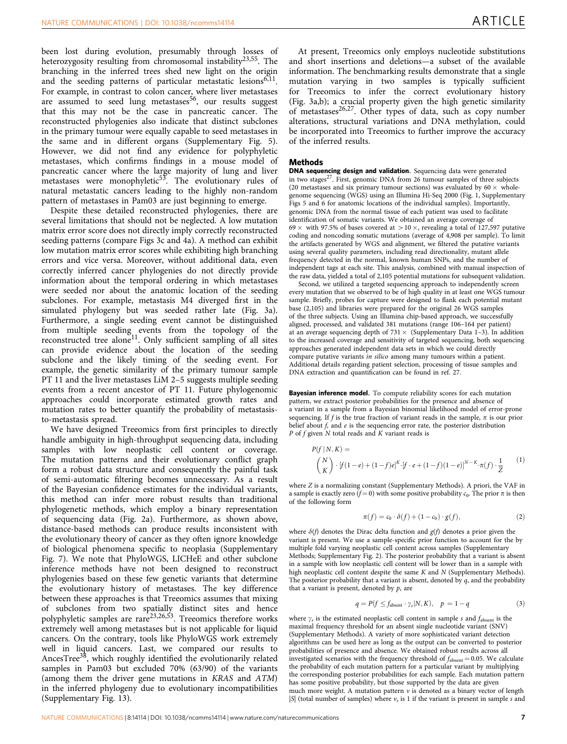been lost during evolution, presumably through losses of heterozygosity resulting from chromosomal instability[23,55]. The branching in the inferred trees shed new light on the origin and the seeding patterns of particular metastatic lesions[6,11]. For example, in contrast to colon cancer, where liver metastases are assumed to seed lung metastases[56], our results suggest that this may not be the case in pancreatic cancer. The reconstructed phylogenies also indicate that distinct subclones in the primary tumour were equally capable to seed metastases in the same and in different organs (Supplementary Fig. 5). However, we did not find any evidence for polyphyletic metastases, which confirms findings in a mouse model of pancreatic cancer where the large majority of lung and liver metastases were monophyletic[53]. The evolutionary rules of natural metastatic cancers leading to the highly non-random pattern of metastases in Pam03 are just beginning to emerge.

Despite these detailed reconstructed phylogenies, there are several limitations that should not be neglected. A low mutation matrix error score does not directly imply correctly reconstructed seeding patterns (compare Figs 3c and 4a). A method can exhibit low mutation matrix error scores while exhibiting high branching errors and vice versa. Moreover, without additional data, even correctly inferred cancer phylogenies do not directly provide information about the temporal ordering in which metastases were seeded nor about the anatomic location of the seeding subclones. For example, metastasis M4 diverged first in the simulated phylogeny but was seeded rather late (Fig. 3a). Furthermore, a single seeding event cannot be distinguished from multiple seeding events from the topology of the reconstructed tree alone[11]. Only sufficient sampling of all sites can provide evidence about the location of the seeding subclone and the likely timing of the seeding event. For example, the genetic similarity of the primary tumour sample PT 11 and the liver metastases LiM 2–5 suggests multiple seeding events from a recent ancestor of PT 11. Future phylogenomic approaches could incorporate estimated growth rates and mutation rates to better quantify the probability of metastasis-to-metastasis spread.

We have designed Treeomics from first principles to directly handle ambiguity in high-throughput sequencing data, including samples with low neoplastic cell content or coverage. The mutation patterns and their evolutionary conflict graph form a robust data structure and consequently the painful task of semi-automatic filtering becomes unnecessary. As a result of the Bayesian confidence estimates for the individual variants, this method can infer more robust results than traditional phylogenetic methods, which employ a binary representation of sequencing data (Fig. 2a). Furthermore, as shown above, distance-based methods can produce results inconsistent with the evolutionary theory of cancer as they often ignore knowledge of biological phenomena specific to neoplasia (Supplementary Fig. 7). We note that PhyloWGS, LICHeE and other subclone inference methods have not been designed to reconstruct phylogenies based on these few genetic variants that determine the evolutionary history of metastases. The key difference between these approaches is that Treeomics assumes that mixing of subclones from two spatially distinct sites and hence polyphyletic samples are rare[23,26,53]. Treeomics therefore works extremely well among metastases but is not applicable for liquid cancers. On the contrary, tools like PhyloWGS work extremely well in liquid cancers. Last, we compared our results to AncesTree[38], which roughly identified the evolutionarily related samples in Pam03 but excluded 70% (63/90) of the variants (among them the driver gene mutations in *KRAS* and *ATM*) in the inferred phylogeny due to evolutionary incompatibilities (Supplementary Fig. 13).

At present, Treeomics only employs nucleotide substitutions and short insertions and deletions—a subset of the available information. The benchmarking results demonstrate that a single mutation varying in two samples is typically sufficient for Treeomics to infer the correct evolutionary history (Fig. 3a,b); a crucial property given the high genetic similarity of metastases[26,27]. Other types of data, such as copy number alterations, structural variations and DNA methylation, could be incorporated into Treeomics to further improve the accuracy of the inferred results.

## Methods

**DNA sequencing design and validation.** Sequencing data were generated in two stages[27]. First, genomic DNA from 26 tumour samples of three subjects (20 metastases and six primary tumour sections) was evaluated by 60× whole-genome sequencing (WGS) using an Illumina Hi-Seq 2000 (Fig. 1, Supplementary Figs 5 and 6 for anatomic locations of the individual samples). Importantly, genomic DNA from the normal tissue of each patient was used to facilitate identification of somatic variants. We obtained an average coverage of 69× with 97.5% of bases covered at >10×, revealing a total of 127,597 putative coding and noncoding somatic mutations (average of 4,908 per sample). To limit the artifacts generated by WGS and alignment, we filtered the putative variants using several quality parameters, including read directionality, mutant allele frequency detected in the normal, known human SNPs, and the number of independent tags at each site. This analysis, combined with manual inspection of the raw data, yielded a total of 2,105 potential mutations for subsequent validation.

Second, we utilized a targeted sequencing approach to independently screen every mutation that we observed to be of high quality in at least one WGS tumour sample. Briefly, probes for capture were designed to flank each potential mutant base (2,105) and libraries were prepared for the original 26 WGS samples of the three subjects. Using an Illumina chip-based approach, we successfully aligned, processed, and validated 381 mutations (range 106–164 per patient) at an average sequencing depth of 731× (Supplementary Data 1–3). In addition to the increased coverage and sensitivity of targeted sequencing, both sequencing approaches generated independent data sets in which we could directly compare putative variants *in silico* among many tumours within a patient. Additional details regarding patient selection, processing of tissue samples and DNA extraction and quantification can be found in ref. 27.

**Bayesian inference model.** To compute reliability scores for each mutation pattern, we extract posterior probabilities for the presence and absence of a variant in a sample from a Bayesian binomial likelihood model of error-prone sequencing. If $f$ is the true fraction of variant reads in the sample, $\pi$ is our prior belief about $f$, and $e$ is the sequencing error rate, the posterior distribution $P$ of $f$ given $N$ total reads and $K$ variant reads is

$$P(f\,|\,N,K) = \binom{N}{K}\cdot[f(1-e)+(1-f)e]^{K}\cdot[f\cdot e+(1-f)(1-e)]^{N-K}\cdot\pi(f)\cdot\frac{1}{Z} \quad (1)$$

where $Z$ is a normalizing constant (Supplementary Methods). A priori, the VAF in a sample is exactly zero ($f=0$) with some positive probability $c_0$. The prior $\pi$ is then of the following form

$$\pi(f) = c_0\cdot\delta(f)+(1-c_0)\cdot g(f), \quad (2)$$

where $\delta(f)$ denotes the Dirac delta function and $g(f)$ denotes a prior given the variant is present. We use a sample-specific prior function to account for the by multiple fold varying neoplastic cell content across samples (Supplementary Methods; Supplementary Fig. 2). The posterior probability that a variant is absent in a sample with low neoplastic cell content will be lower than in a sample with high neoplastic cell content despite the same $K$ and $N$ (Supplementary Methods). The posterior probability that a variant is absent, denoted by $q$, and the probability that a variant is present, denoted by $p$, are

$$q = P(f \le f_{\text{absent}}\cdot\gamma_s|N,K), \quad p = 1-q \quad (3)$$

where $\gamma_s$ is the estimated neoplastic cell content in sample $s$ and $f_{\text{absent}}$ is the maximal frequency threshold for an absent single nucleotide variant (SNV) (Supplementary Methods). A variety of more sophisticated variant detection algorithms can be used here as long as the output can be converted to posterior probabilities of presence and absence. We obtained robust results across all investigated scenarios with the frequency threshold of $f_{\text{absent}}=0.05$. We calculate the probability of each mutation pattern for a particular variant by multiplying the corresponding posterior probabilities for each sample. Each mutation pattern has some positive probability, but those supported by the data are given much more weight. A mutation pattern $v$ is denoted as a binary vector of length $|S|$ (total number of samples) where $v_s$ is 1 if the variant is present in sample $s$ and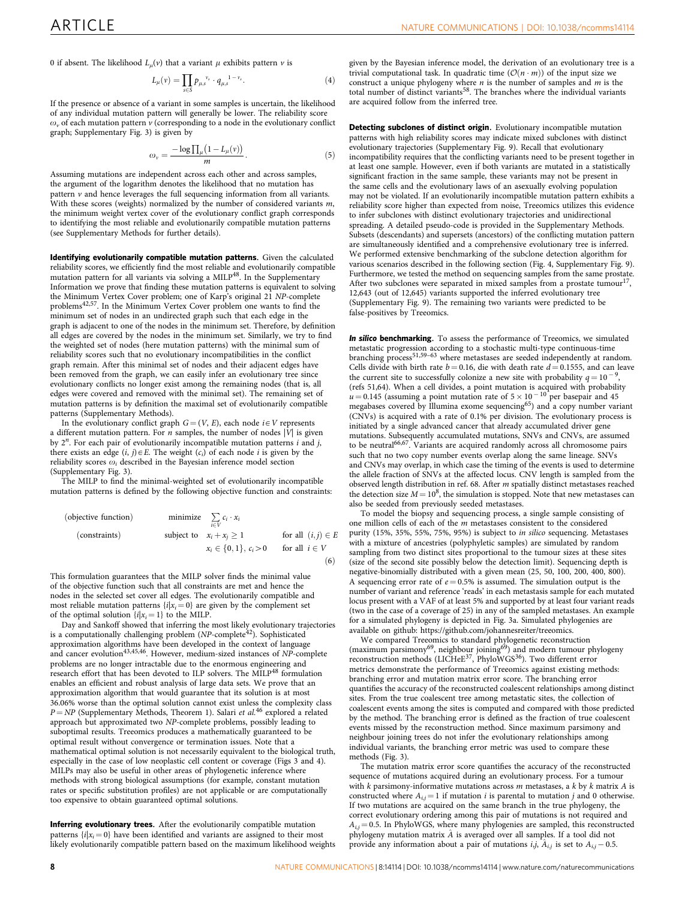0 if absent. The likelihood $L_\mu(v)$ that a variant $\mu$ exhibits pattern $v$ is

$$L_\mu(v) = \prod_{s \in S} p_{\mu,s}^{\ v_s} \cdot q_{\mu,s}^{\ 1-v_s}. \tag{4}$$

If the presence or absence of a variant in some samples is uncertain, the likelihood of any individual mutation pattern will generally be lower. The reliability score $\omega_v$ of each mutation pattern $v$ (corresponding to a node in the evolutionary conflict graph; Supplementary Fig. 3) is given by

$$\omega_v = \frac{-\log \prod_\mu \left(1 - L_\mu(v)\right)}{m}. \tag{5}$$

Assuming mutations are independent across each other and across samples, the argument of the logarithm denotes the likelihood that no mutation has pattern $v$ and hence leverages the full sequencing information from all variants. With these scores (weights) normalized by the number of considered variants $m$, the minimum weight vertex cover of the evolutionary conflict graph corresponds to identifying the most reliable and evolutionarily compatible mutation patterns (see Supplementary Methods for further details).

**Identifying evolutionarily compatible mutation patterns.** Given the calculated reliability scores, we efficiently find the most reliable and evolutionarily compatible mutation pattern for all variants via solving a MILP[48]. In the Supplementary Information we prove that finding these mutation patterns is equivalent to solving the Minimum Vertex Cover problem; one of Karp's original 21 *NP*-complete problems[42,57]. In the Minimum Vertex Cover problem one wants to find the minimum set of nodes in an undirected graph such that each edge in the graph is adjacent to one of the nodes in the minimum set. Therefore, by definition all edges are covered by the nodes in the minimum set. Similarly, we try to find the weighted set of nodes (here mutation patterns) with the minimal sum of reliability scores such that no evolutionary incompatibilities in the conflict graph remain. After this minimal set of nodes and their adjacent edges have been removed from the graph, we can easily infer an evolutionary tree since evolutionary conflicts no longer exist among the remaining nodes (that is, all edges were covered and removed with the minimal set). The remaining set of mutation patterns is by definition the maximal set of evolutionarily compatible patterns (Supplementary Methods).

In the evolutionary conflict graph $G = (V, E)$, each node $i \in V$ represents a different mutation pattern. For $n$ samples, the number of nodes $|V|$ is given by $2^n$. For each pair of evolutionarily incompatible mutation patterns $i$ and $j$, there exists an edge $(i, j) \in E$. The weight ($c_i$) of each node $i$ is given by the reliability scores $\omega_i$ described in the Bayesian inference model section (Supplementary Fig. 3).

The MILP to find the minimal-weighted set of evolutionarily incompatible mutation patterns is defined by the following objective function and constraints:

$$\begin{array}{llll} \text{(objective function)} & \text{minimize} & \sum_{i \in V} c_i \cdot x_i & \\ \text{(constraints)} & \text{subject to} & x_i + x_j \geq 1 & \text{for all } (i,j) \in E \\ & & x_i \in \{0,1\},\ c_i > 0 & \text{for all } i \in V \end{array} \tag{6}$$

This formulation guarantees that the MILP solver finds the minimal value of the objective function such that all constraints are met and hence the nodes in the selected set cover all edges. The evolutionarily compatible and most reliable mutation patterns $\{i|x_i = 0\}$ are given by the complement set of the optimal solution $\{i|x_i = 1\}$ to the MILP.

Day and Sankoff showed that inferring the most likely evolutionary trajectories is a computationally challenging problem (*NP*-complete[42]). Sophisticated approximation algorithms have been developed in the context of language and cancer evolution[43,45,46]. However, medium-sized instances of *NP*-complete problems are no longer intractable due to the enormous engineering and research effort that has been devoted to ILP solvers. The MILP[48] formulation enables an efficient and robust analysis of large data sets. We prove that an approximation algorithm that would guarantee that its solution is at most 36.06% worse than the optimal solution cannot exist unless the complexity class $P = NP$ (Supplementary Methods, Theorem 1). Salari *et al.*[46] explored a related approach but approximated two *NP*-complete problems, possibly leading to suboptimal results. Treeomics produces a mathematically guaranteed to be optimal result without convergence or termination issues. Note that a mathematical optimal solution is not necessarily equivalent to the biological truth, especially in the case of low neoplastic cell content or coverage (Figs 3 and 4). MILPs may also be useful in other areas of phylogenetic inference where methods with strong biological assumptions (for example, constant mutation rates or specific substitution profiles) are not applicable or are computationally too expensive to obtain guaranteed optimal solutions.

**Inferring evolutionary trees.** After the evolutionarily compatible mutation patterns $\{i|x_i = 0\}$ have been identified and variants are assigned to their most likely evolutionarily compatible pattern based on the maximum likelihood weights given by the Bayesian inference model, the derivation of an evolutionary tree is a trivial computational task. In quadratic time ($\mathcal{O}(n \cdot m)$) of the input size we construct a unique phylogeny where $n$ is the number of samples and $m$ is the total number of distinct variants[58]. The branches where the individual variants are acquired follow from the inferred tree.

**Detecting subclones of distinct origin.** Evolutionary incompatible mutation patterns with high reliability scores may indicate mixed subclones with distinct evolutionary trajectories (Supplementary Fig. 9). Recall that evolutionary incompatibility requires that the conflicting variants need to be present together in at least one sample. However, even if both variants are mutated in a statistically significant fraction in the same sample, these variants may not be present in the same cells and the evolutionary laws of an asexually evolving population may not be violated. If an evolutionarily incompatible mutation pattern exhibits a reliability score higher than expected from noise, Treeomics utilizes this evidence to infer subclones with distinct evolutionary trajectories and unidirectional spreading. A detailed pseudo-code is provided in the Supplementary Methods. Subsets (descendants) and supersets (ancestors) of the conflicting mutation pattern are simultaneously identified and a comprehensive evolutionary tree is inferred. We performed extensive benchmarking of the subclone detection algorithm for various scenarios described in the following section (Fig. 4, Supplementary Fig. 9). Furthermore, we tested the method on sequencing samples from the same prostate. After two subclones were separated in mixed samples from a prostate tumour[17], 12,643 (out of 12,645) variants supported the inferred evolutionary tree (Supplementary Fig. 9). The remaining two variants were predicted to be false-positives by Treeomics.

***In silico* benchmarking.** To assess the performance of Treeomics, we simulated metastatic progression according to a stochastic multi-type continuous-time branching process[51,59–63] where metastases are seeded independently at random. Cells divide with birth rate $b = 0.16$, die with death rate $d = 0.1555$, and can leave the current site to successfully colonize a new site with probability $q = 10^{-9}$, (refs 51,64). When a cell divides, a point mutation is acquired with probability $u = 0.145$ (assuming a point mutation rate of $5 \times 10^{-10}$ per basepair and 45 megabases covered by Illumina exome sequencing[65]) and a copy number variant (CNVs) is acquired with a rate of 0.1% per division. The evolutionary process is initiated by a single advanced cancer that already accumulated driver gene mutations. Subsequently accumulated mutations, SNVs and CNVs, are assumed to be neutral[66,67]. Variants are acquired randomly across all chromosome pairs such that no two copy number events overlap along the same lineage. SNVs and CNVs may overlap, in which case the timing of the events is used to determine the allele fraction of SNVs at the affected locus. CNV length is sampled from the observed length distribution in ref. 68. After $m$ spatially distinct metastases reached the detection size $M = 10^8$, the simulation is stopped. Note that new metastases can also be seeded from previously seeded metastases.

To model the biopsy and sequencing process, a single sample consisting of one million cells of each of the $m$ metastases consistent to the considered purity (15%, 35%, 55%, 75%, 95%) is subject to *in silico* sequencing. Metastases with a mixture of ancestries (polyphyletic samples) are simulated by random sampling from two distinct sites proportional to the tumour sizes at these sites (size of the second site possibly below the detection limit). Sequencing depth is negative-binomially distributed with a given mean (25, 50, 100, 200, 400, 800). A sequencing error rate of $e = 0.5\%$ is assumed. The simulation output is the number of variant and reference 'reads' in each metastasis sample for each mutated locus present with a VAF of at least 5% and supported by at least four variant reads (two in the case of a coverage of 25) in any of the sampled metastases. An example for a simulated phylogeny is depicted in Fig. 3a. Simulated phylogenies are available on github: https://github.com/johannesreiter/treeomics.

We compared Treeomics to standard phylogenetic reconstruction (maximum parsimony[69], neighbour joining[69]) and modern tumour phylogeny reconstruction methods (LICHeE[37], PhyloWGS[36]). Two different error metrics demonstrate the performance of Treeomics against existing methods: branching error and mutation matrix error score. The branching error quantifies the accuracy of the reconstructed coalescent relationships among distinct sites. From the true coalescent tree among metastatic sites, the collection of coalescent events among the sites is computed and compared with those predicted by the method. The branching error is defined as the fraction of true coalescent events missed by the reconstruction method. Since maximum parsimony and neighbour joining trees do not infer the evolutionary relationships among individual variants, the branching error metric was used to compare these methods (Fig. 3).

The mutation matrix error score quantifies the accuracy of the reconstructed sequence of mutations acquired during an evolutionary process. For a tumour with $k$ parsimony-informative mutations across $m$ metastases, a $k$ by $k$ matrix $A$ is constructed where $A_{i,j} = 1$ if mutation $i$ is parental to mutation $j$ and 0 otherwise. If two mutations are acquired on the same branch in the true phylogeny, the correct evolutionary ordering among this pair of mutations is not required and $A_{i,j} = 0.5$. In PhyloWGS, where many phylogenies are sampled, this reconstructed phylogeny mutation matrix $\hat{A}$ is averaged over all samples. If a tool did not provide any information about a pair of mutations $i$,$j$, $\hat{A}_{i,j}$ is set to $A_{i,j} - 0.5$.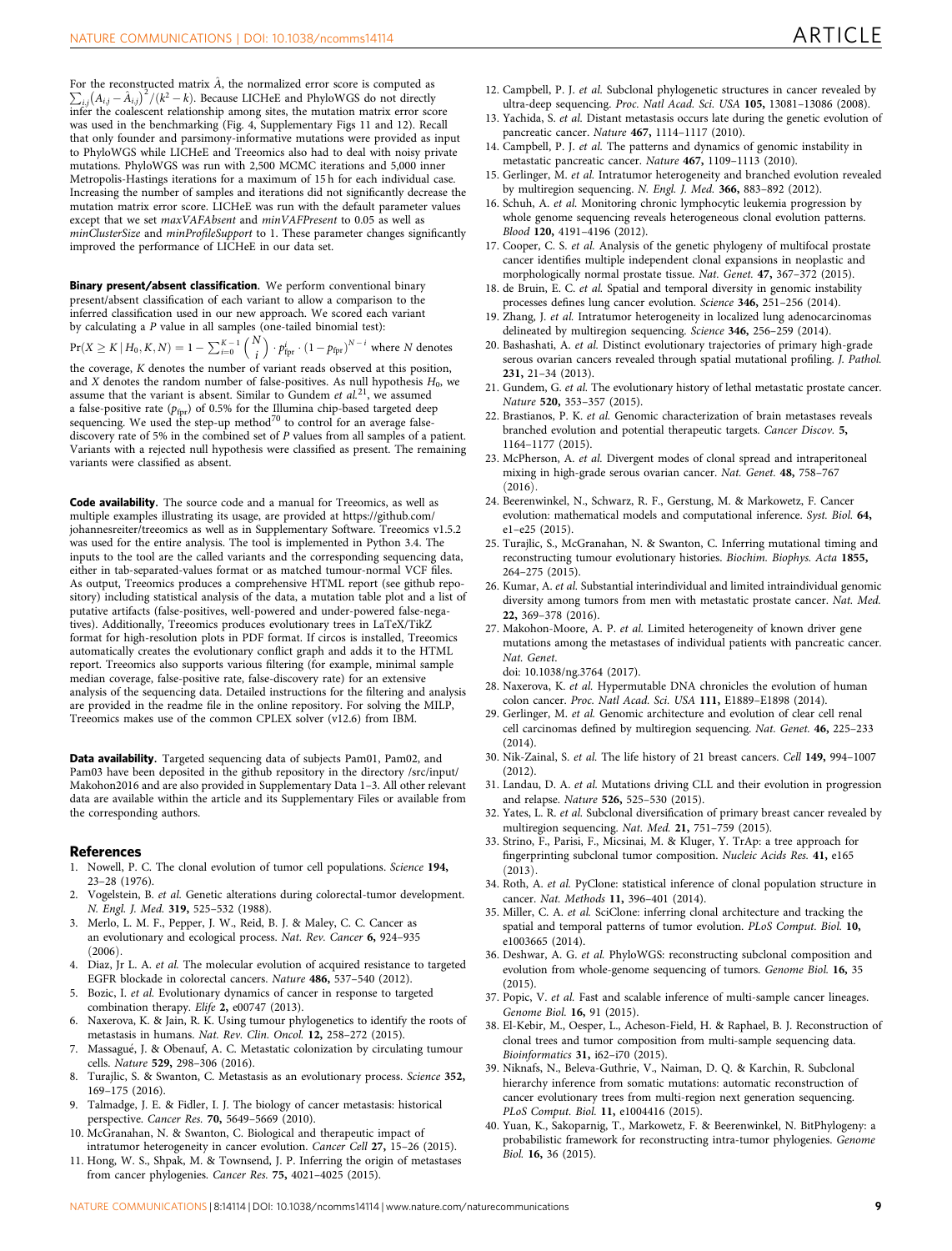For the reconstructed matrix $\hat{A}$, the normalized error score is computed as $\sum_{i,j}\left(A_{i,j} - \hat{A}_{i,j}\right)^2/(k^2 - k)$. Because LICHeE and PhyloWGS do not directly infer the coalescent relationship among sites, the mutation matrix error score was used in the benchmarking (Fig. 4, Supplementary Figs 11 and 12). Recall that only founder and parsimony-informative mutations were provided as input to PhyloWGS while LICHeE and Treeomics also had to deal with noisy private mutations. PhyloWGS was run with 2,500 MCMC iterations and 5,000 inner Metropolis-Hastings iterations for a maximum of 15 h for each individual case. Increasing the number of samples and iterations did not significantly decrease the mutation matrix error score. LICHeE was run with the default parameter values except that we set *maxVAFAbsent* and *minVAFPresent* to 0.05 as well as *minClusterSize* and *minProfileSupport* to 1. These parameter changes significantly improved the performance of LICHeE in our data set.

**Binary present/absent classification.** We perform conventional binary present/absent classification of each variant to allow a comparison to the inferred classification used in our new approach. We scored each variant by calculating a $P$ value in all samples (one-tailed binomial test): $\Pr(X \geq K \mid H_0, K, N) = 1 - \sum_{i=0}^{K-1} \binom{N}{i} \cdot p_{\text{fpr}}^{i} \cdot (1 - p_{\text{fpr}})^{N-i}$ where $N$ denotes the coverage, $K$ denotes the number of variant reads observed at this position, and $X$ denotes the random number of false-positives. As null hypothesis $H_0$, we assume that the variant is absent. Similar to Gundem *et al.*[21], we assumed a false-positive rate ($p_{\text{fpr}}$) of 0.5% for the Illumina chip-based targeted deep sequencing. We used the step-up method[70] to control for an average false-discovery rate of 5% in the combined set of $P$ values from all samples of a patient. Variants with a rejected null hypothesis were classified as present. The remaining variants were classified as absent.

**Code availability.** The source code and a manual for Treeomics, as well as multiple examples illustrating its usage, are provided at https://github.com/johannesreiter/treeomics as well as in Supplementary Software. Treeomics v1.5.2 was used for the entire analysis. The tool is implemented in Python 3.4. The inputs to the tool are the called variants and the corresponding sequencing data, either in tab-separated-values format or as matched tumour-normal VCF files. As output, Treeomics produces a comprehensive HTML report (see github repository) including statistical analysis of the data, a mutation table plot and a list of putative artifacts (false-positives, well-powered and under-powered false-negatives). Additionally, Treeomics produces evolutionary trees in LaTeX/TikZ format for high-resolution plots in PDF format. If circos is installed, Treeomics automatically creates the evolutionary conflict graph and adds it to the HTML report. Treeomics also supports various filtering (for example, minimal sample median coverage, false-positive rate, false-discovery rate) for an extensive analysis of the sequencing data. Detailed instructions for the filtering and analysis are provided in the readme file in the online repository. For solving the MILP, Treeomics makes use of the common CPLEX solver (v12.6) from IBM.

**Data availability.** Targeted sequencing data of subjects Pam01, Pam02, and Pam03 have been deposited in the github repository in the directory /src/input/Makohon2016 and are also provided in Supplementary Data 1–3. All other relevant data are available within the article and its Supplementary Files or available from the corresponding authors.

## References

1. Nowell, P. C. The clonal evolution of tumor cell populations. *Science* **194,** 23–28 (1976).
2. Vogelstein, B. *et al.* Genetic alterations during colorectal-tumor development. *N. Engl. J. Med.* **319,** 525–532 (1988).
3. Merlo, L. M. F., Pepper, J. W., Reid, B. J. & Maley, C. C. Cancer as an evolutionary and ecological process. *Nat. Rev. Cancer* **6,** 924–935 (2006).
4. Diaz, Jr L. A. *et al.* The molecular evolution of acquired resistance to targeted EGFR blockade in colorectal cancers. *Nature* **486,** 537–540 (2012).
5. Bozic, I. *et al.* Evolutionary dynamics of cancer in response to targeted combination therapy. *Elife* **2,** e00747 (2013).
6. Naxerova, K. & Jain, R. K. Using tumour phylogenetics to identify the roots of metastasis in humans. *Nat. Rev. Clin. Oncol.* **12,** 258–272 (2015).
7. Massagué, J. & Obenauf, A. C. Metastatic colonization by circulating tumour cells. *Nature* **529,** 298–306 (2016).
8. Turajlic, S. & Swanton, C. Metastasis as an evolutionary process. *Science* **352,** 169–175 (2016).
9. Talmadge, J. E. & Fidler, I. J. The biology of cancer metastasis: historical perspective. *Cancer Res.* **70,** 5649–5669 (2010).
10. McGranahan, N. & Swanton, C. Biological and therapeutic impact of intratumor heterogeneity in cancer evolution. *Cancer Cell* **27,** 15–26 (2015).
11. Hong, W. S., Shpak, M. & Townsend, J. P. Inferring the origin of metastases from cancer phylogenies. *Cancer Res.* **75,** 4021–4025 (2015).
12. Campbell, P. J. *et al.* Subclonal phylogenetic structures in cancer revealed by ultra-deep sequencing. *Proc. Natl Acad. Sci. USA* **105,** 13081–13086 (2008).
13. Yachida, S. *et al.* Distant metastasis occurs late during the genetic evolution of pancreatic cancer. *Nature* **467,** 1114–1117 (2010).
14. Campbell, P. J. *et al.* The patterns and dynamics of genomic instability in metastatic pancreatic cancer. *Nature* **467,** 1109–1113 (2010).
15. Gerlinger, M. *et al.* Intratumor heterogeneity and branched evolution revealed by multiregion sequencing. *N. Engl. J. Med.* **366,** 883–892 (2012).
16. Schuh, A. *et al.* Monitoring chronic lymphocytic leukemia progression by whole genome sequencing reveals heterogeneous clonal evolution patterns. *Blood* **120,** 4191–4196 (2012).
17. Cooper, C. S. *et al.* Analysis of the genetic phylogeny of multifocal prostate cancer identifies multiple independent clonal expansions in neoplastic and morphologically normal prostate tissue. *Nat. Genet.* **47,** 367–372 (2015).
18. de Bruin, E. C. *et al.* Spatial and temporal diversity in genomic instability processes defines lung cancer evolution. *Science* **346,** 251–256 (2014).
19. Zhang, J. *et al.* Intratumor heterogeneity in localized lung adenocarcinomas delineated by multiregion sequencing. *Science* **346,** 256–259 (2014).
20. Bashashati, A. *et al.* Distinct evolutionary trajectories of primary high-grade serous ovarian cancers revealed through spatial mutational profiling. *J. Pathol.* **231,** 21–34 (2013).
21. Gundem, G. *et al.* The evolutionary history of lethal metastatic prostate cancer. *Nature* **520,** 353–357 (2015).
22. Brastianos, P. K. *et al.* Genomic characterization of brain metastases reveals branched evolution and potential therapeutic targets. *Cancer Discov.* **5,** 1164–1177 (2015).
23. McPherson, A. *et al.* Divergent modes of clonal spread and intraperitoneal mixing in high-grade serous ovarian cancer. *Nat. Genet.* **48,** 758–767 (2016).
24. Beerenwinkel, N., Schwarz, R. F., Gerstung, M. & Markowetz, F. Cancer evolution: mathematical models and computational inference. *Syst. Biol.* **64,** e1–e25 (2015).
25. Turajlic, S., McGranahan, N. & Swanton, C. Inferring mutational timing and reconstructing tumour evolutionary histories. *Biochim. Biophys. Acta* **1855,** 264–275 (2015).
26. Kumar, A. *et al.* Substantial interindividual and limited intraindividual genomic diversity among tumors from men with metastatic prostate cancer. *Nat. Med.* **22,** 369–378 (2016).
27. Makohon-Moore, A. P. *et al.* Limited heterogeneity of known driver gene mutations among the metastases of individual patients with pancreatic cancer. *Nat. Genet.* doi: 10.1038/ng.3764 (2017).
28. Naxerova, K. *et al.* Hypermutable DNA chronicles the evolution of human colon cancer. *Proc. Natl Acad. Sci. USA* **111,** E1889–E1898 (2014).
29. Gerlinger, M. *et al.* Genomic architecture and evolution of clear cell renal cell carcinomas defined by multiregion sequencing. *Nat. Genet.* **46,** 225–233 (2014).
30. Nik-Zainal, S. *et al.* The life history of 21 breast cancers. *Cell* **149,** 994–1007 (2012).
31. Landau, D. A. *et al.* Mutations driving CLL and their evolution in progression and relapse. *Nature* **526,** 525–530 (2015).
32. Yates, L. R. *et al.* Subclonal diversification of primary breast cancer revealed by multiregion sequencing. *Nat. Med.* **21,** 751–759 (2015).
33. Strino, F., Parisi, F., Micsinai, M. & Kluger, Y. TrAp: a tree approach for fingerprinting subclonal tumor composition. *Nucleic Acids Res.* **41,** e165 (2013).
34. Roth, A. *et al.* PyClone: statistical inference of clonal population structure in cancer. *Nat. Methods* **11,** 396–401 (2014).
35. Miller, C. A. *et al.* SciClone: inferring clonal architecture and tracking the spatial and temporal patterns of tumor evolution. *PLoS Comput. Biol.* **10,** e1003665 (2014).
36. Deshwar, A. G. *et al.* PhyloWGS: reconstructing subclonal composition and evolution from whole-genome sequencing of tumors. *Genome Biol.* **16,** 35 (2015).
37. Popic, V. *et al.* Fast and scalable inference of multi-sample cancer lineages. *Genome Biol.* **16,** 91 (2015).
38. El-Kebir, M., Oesper, L., Acheson-Field, H. & Raphael, B. J. Reconstruction of clonal trees and tumor composition from multi-sample sequencing data. *Bioinformatics* **31,** i62–i70 (2015).
39. Niknafs, N., Beleva-Guthrie, V., Naiman, D. Q. & Karchin, R. Subclonal hierarchy inference from somatic mutations: automatic reconstruction of cancer evolutionary trees from multi-region next generation sequencing. *PLoS Comput. Biol.* **11,** e1004416 (2015).
40. Yuan, K., Sakoparnig, T., Markowetz, F. & Beerenwinkel, N. BitPhylogeny: a probabilistic framework for reconstructing intra-tumor phylogenies. *Genome Biol.* **16,** 36 (2015).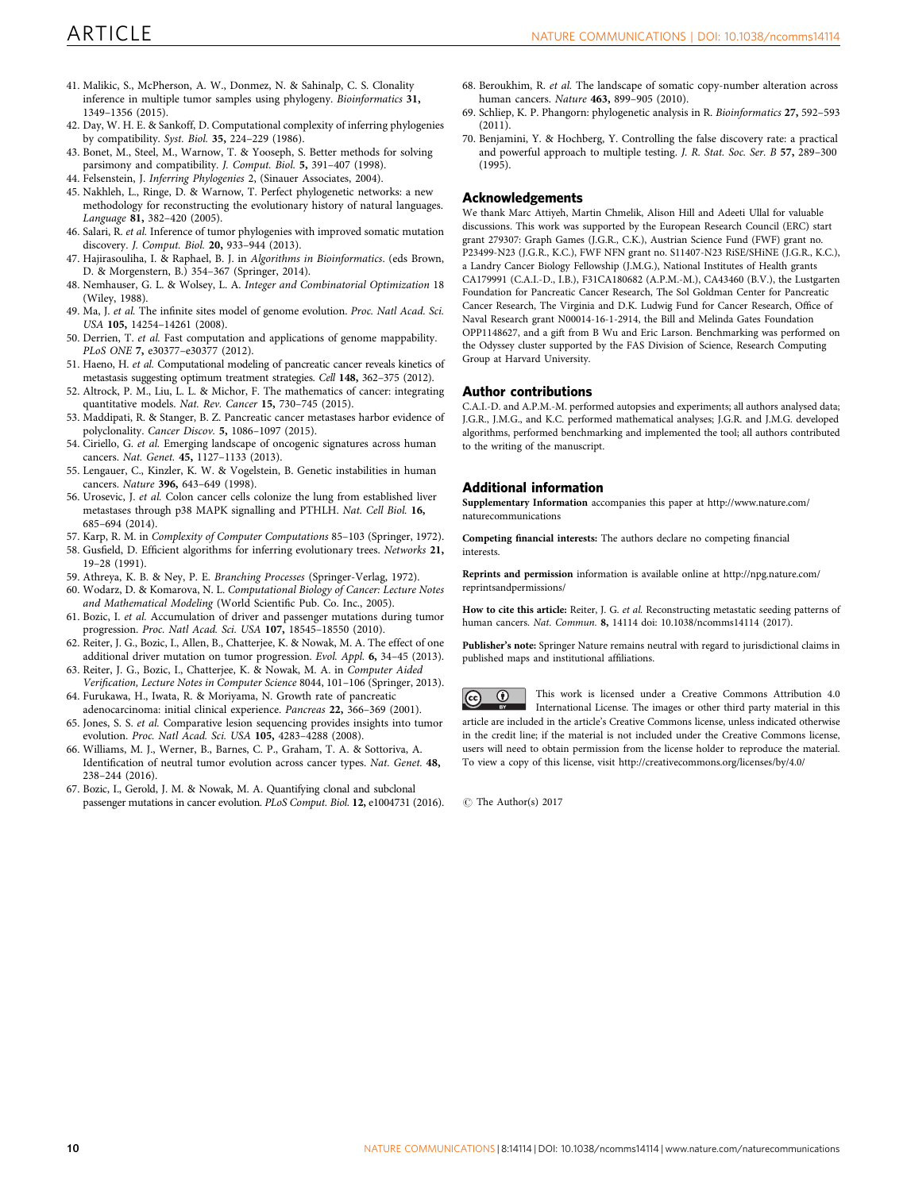41. Malikic, S., McPherson, A. W., Donmez, N. & Sahinalp, C. S. Clonality inference in multiple tumor samples using phylogeny. *Bioinformatics* **31,** 1349–1356 (2015).
42. Day, W. H. E. & Sankoff, D. Computational complexity of inferring phylogenies by compatibility. *Syst. Biol.* **35,** 224–229 (1986).
43. Bonet, M., Steel, M., Warnow, T. & Yooseph, S. Better methods for solving parsimony and compatibility. *J. Comput. Biol.* **5,** 391–407 (1998).
44. Felsenstein, J. *Inferring Phylogenies* 2, (Sinauer Associates, 2004).
45. Nakhleh, L., Ringe, D. & Warnow, T. Perfect phylogenetic networks: a new methodology for reconstructing the evolutionary history of natural languages. *Language* **81,** 382–420 (2005).
46. Salari, R. *et al.* Inference of tumor phylogenies with improved somatic mutation discovery. *J. Comput. Biol.* **20,** 933–944 (2013).
47. Hajirasouliha, I. & Raphael, B. J. in *Algorithms in Bioinformatics*. (eds Brown, D. & Morgenstern, B.) 354–367 (Springer, 2014).
48. Nemhauser, G. L. & Wolsey, L. A. *Integer and Combinatorial Optimization* 18 (Wiley, 1988).
49. Ma, J. *et al.* The infinite sites model of genome evolution. *Proc. Natl Acad. Sci. USA* **105,** 14254–14261 (2008).
50. Derrien, T. *et al.* Fast computation and applications of genome mappability. *PLoS ONE* **7,** e30377–e30377 (2012).
51. Haeno, H. *et al.* Computational modeling of pancreatic cancer reveals kinetics of metastasis suggesting optimum treatment strategies. *Cell* **148,** 362–375 (2012).
52. Altrock, P. M., Liu, L. L. & Michor, F. The mathematics of cancer: integrating quantitative models. *Nat. Rev. Cancer* **15,** 730–745 (2015).
53. Maddipati, R. & Stanger, B. Z. Pancreatic cancer metastases harbor evidence of polyclonality. *Cancer Discov.* **5,** 1086–1097 (2015).
54. Ciriello, G. *et al.* Emerging landscape of oncogenic signatures across human cancers. *Nat. Genet.* **45,** 1127–1133 (2013).
55. Lengauer, C., Kinzler, K. W. & Vogelstein, B. Genetic instabilities in human cancers. *Nature* **396,** 643–649 (1998).
56. Urosevic, J. *et al.* Colon cancer cells colonize the lung from established liver metastases through p38 MAPK signalling and PTHLH. *Nat. Cell Biol.* **16,** 685–694 (2014).
57. Karp, R. M. in *Complexity of Computer Computations* 85–103 (Springer, 1972).
58. Gusfield, D. Efficient algorithms for inferring evolutionary trees. *Networks* **21,** 19–28 (1991).
59. Athreya, K. B. & Ney, P. E. *Branching Processes* (Springer-Verlag, 1972).
60. Wodarz, D. & Komarova, N. L. *Computational Biology of Cancer: Lecture Notes and Mathematical Modeling* (World Scientific Pub. Co. Inc., 2005).
61. Bozic, I. *et al.* Accumulation of driver and passenger mutations during tumor progression. *Proc. Natl Acad. Sci. USA* **107,** 18545–18550 (2010).
62. Reiter, J. G., Bozic, I., Allen, B., Chatterjee, K. & Nowak, M. A. The effect of one additional driver mutation on tumor progression. *Evol. Appl.* **6,** 34–45 (2013).
63. Reiter, J. G., Bozic, I., Chatterjee, K. & Nowak, M. A. in *Computer Aided Verification, Lecture Notes in Computer Science* 8044, 101–106 (Springer, 2013).
64. Furukawa, H., Iwata, R. & Moriyama, N. Growth rate of pancreatic adenocarcinoma: initial clinical experience. *Pancreas* **22,** 366–369 (2001).
65. Jones, S. S. *et al.* Comparative lesion sequencing provides insights into tumor evolution. *Proc. Natl Acad. Sci. USA* **105,** 4283–4288 (2008).
66. Williams, M. J., Werner, B., Barnes, C. P., Graham, T. A. & Sottoriva, A. Identification of neutral tumor evolution across cancer types. *Nat. Genet.* **48,** 238–244 (2016).
67. Bozic, I., Gerold, J. M. & Nowak, M. A. Quantifying clonal and subclonal passenger mutations in cancer evolution. *PLoS Comput. Biol.* **12,** e1004731 (2016).
68. Beroukhim, R. *et al.* The landscape of somatic copy-number alteration across human cancers. *Nature* **463,** 899–905 (2010).
69. Schliep, K. P. Phangorn: phylogenetic analysis in R. *Bioinformatics* **27,** 592–593 (2011).
70. Benjamini, Y. & Hochberg, Y. Controlling the false discovery rate: a practical and powerful approach to multiple testing. *J. R. Stat. Soc. Ser. B* **57,** 289–300 (1995).

## Acknowledgements

We thank Marc Attiyeh, Martin Chmelik, Alison Hill and Adeeti Ullal for valuable discussions. This work was supported by the European Research Council (ERC) start grant 279307: Graph Games (J.G.R., C.K.), Austrian Science Fund (FWF) grant no. P23499-N23 (J.G.R., K.C.), FWF NFN grant no. S11407-N23 RiSE/SHiNE (J.G.R., K.C.), a Landry Cancer Biology Fellowship (J.M.G.), National Institutes of Health grants CA179991 (C.A.I.-D., I.B.), F31CA180682 (A.P.M.-M.), CA43460 (B.V.), the Lustgarten Foundation for Pancreatic Cancer Research, The Sol Goldman Center for Pancreatic Cancer Research, The Virginia and D.K. Ludwig Fund for Cancer Research, Office of Naval Research grant N00014-16-1-2914, the Bill and Melinda Gates Foundation OPP1148627, and a gift from B Wu and Eric Larson. Benchmarking was performed on the Odyssey cluster supported by the FAS Division of Science, Research Computing Group at Harvard University.

## Author contributions

C.A.I.-D. and A.P.M.-M. performed autopsies and experiments; all authors analysed data; J.G.R., J.M.G., and K.C. performed mathematical analyses; J.G.R. and J.M.G. developed algorithms, performed benchmarking and implemented the tool; all authors contributed to the writing of the manuscript.

## Additional information

**Supplementary Information** accompanies this paper at http://www.nature.com/naturecommunications

**Competing financial interests:** The authors declare no competing financial interests.

**Reprints and permission** information is available online at http://npg.nature.com/reprintsandpermissions/

**How to cite this article:** Reiter, J. G. *et al.* Reconstructing metastatic seeding patterns of human cancers. *Nat. Commun.* **8,** 14114 doi: 10.1038/ncomms14114 (2017).

**Publisher's note:** Springer Nature remains neutral with regard to jurisdictional claims in published maps and institutional affiliations.

This work is licensed under a Creative Commons Attribution 4.0 International License. The images or other third party material in this article are included in the article's Creative Commons license, unless indicated otherwise in the credit line; if the material is not included under the Creative Commons license, users will need to obtain permission from the license holder to reproduce the material. To view a copy of this license, visit http://creativecommons.org/licenses/by/4.0/

© The Author(s) 2017